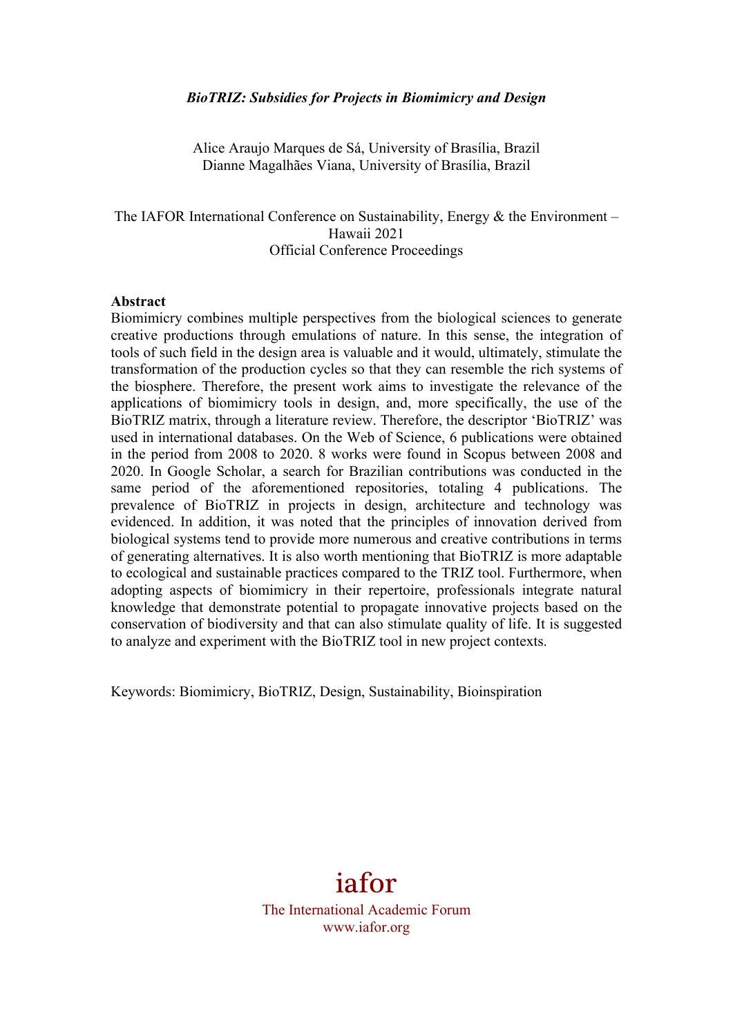# *BioTRIZ: Subsidies for Projects in Biomimicry and Design*

Alice Araujo Marques de Sá, University of Brasília, Brazil
Dianne Magalhães Viana, University of Brasília, Brazil

The IAFOR International Conference on Sustainability, Energy & the Environment – Hawaii 2021
Official Conference Proceedings

## Abstract

Biomimicry combines multiple perspectives from the biological sciences to generate creative productions through emulations of nature. In this sense, the integration of tools of such field in the design area is valuable and it would, ultimately, stimulate the transformation of the production cycles so that they can resemble the rich systems of the biosphere. Therefore, the present work aims to investigate the relevance of the applications of biomimicry tools in design, and, more specifically, the use of the BioTRIZ matrix, through a literature review. Therefore, the descriptor 'BioTRIZ' was used in international databases. On the Web of Science, 6 publications were obtained in the period from 2008 to 2020. 8 works were found in Scopus between 2008 and 2020. In Google Scholar, a search for Brazilian contributions was conducted in the same period of the aforementioned repositories, totaling 4 publications. The prevalence of BioTRIZ in projects in design, architecture and technology was evidenced. In addition, it was noted that the principles of innovation derived from biological systems tend to provide more numerous and creative contributions in terms of generating alternatives. It is also worth mentioning that BioTRIZ is more adaptable to ecological and sustainable practices compared to the TRIZ tool. Furthermore, when adopting aspects of biomimicry in their repertoire, professionals integrate natural knowledge that demonstrate potential to propagate innovative projects based on the conservation of biodiversity and that can also stimulate quality of life. It is suggested to analyze and experiment with the BioTRIZ tool in new project contexts.

Keywords: Biomimicry, BioTRIZ, Design, Sustainability, Bioinspiration

iafor
The International Academic Forum
www.iafor.org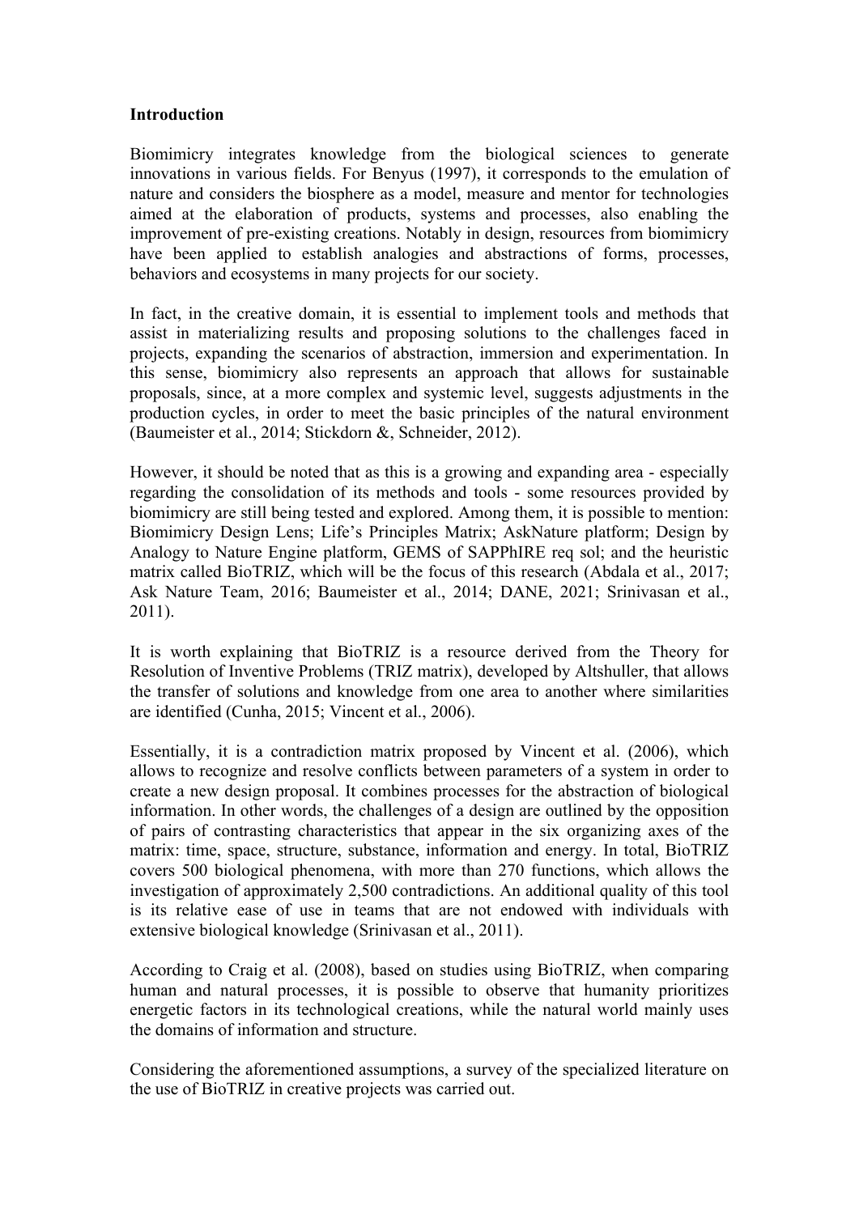**Introduction**

Biomimicry integrates knowledge from the biological sciences to generate innovations in various fields. For Benyus (1997), it corresponds to the emulation of nature and considers the biosphere as a model, measure and mentor for technologies aimed at the elaboration of products, systems and processes, also enabling the improvement of pre-existing creations. Notably in design, resources from biomimicry have been applied to establish analogies and abstractions of forms, processes, behaviors and ecosystems in many projects for our society.

In fact, in the creative domain, it is essential to implement tools and methods that assist in materializing results and proposing solutions to the challenges faced in projects, expanding the scenarios of abstraction, immersion and experimentation. In this sense, biomimicry also represents an approach that allows for sustainable proposals, since, at a more complex and systemic level, suggests adjustments in the production cycles, in order to meet the basic principles of the natural environment (Baumeister et al., 2014; Stickdorn &, Schneider, 2012).

However, it should be noted that as this is a growing and expanding area - especially regarding the consolidation of its methods and tools - some resources provided by biomimicry are still being tested and explored. Among them, it is possible to mention: Biomimicry Design Lens; Life's Principles Matrix; AskNature platform; Design by Analogy to Nature Engine platform, GEMS of SAPPhIRE req sol; and the heuristic matrix called BioTRIZ, which will be the focus of this research (Abdala et al., 2017; Ask Nature Team, 2016; Baumeister et al., 2014; DANE, 2021; Srinivasan et al., 2011).

It is worth explaining that BioTRIZ is a resource derived from the Theory for Resolution of Inventive Problems (TRIZ matrix), developed by Altshuller, that allows the transfer of solutions and knowledge from one area to another where similarities are identified (Cunha, 2015; Vincent et al., 2006).

Essentially, it is a contradiction matrix proposed by Vincent et al. (2006), which allows to recognize and resolve conflicts between parameters of a system in order to create a new design proposal. It combines processes for the abstraction of biological information. In other words, the challenges of a design are outlined by the opposition of pairs of contrasting characteristics that appear in the six organizing axes of the matrix: time, space, structure, substance, information and energy. In total, BioTRIZ covers 500 biological phenomena, with more than 270 functions, which allows the investigation of approximately 2,500 contradictions. An additional quality of this tool is its relative ease of use in teams that are not endowed with individuals with extensive biological knowledge (Srinivasan et al., 2011).

According to Craig et al. (2008), based on studies using BioTRIZ, when comparing human and natural processes, it is possible to observe that humanity prioritizes energetic factors in its technological creations, while the natural world mainly uses the domains of information and structure.

Considering the aforementioned assumptions, a survey of the specialized literature on the use of BioTRIZ in creative projects was carried out.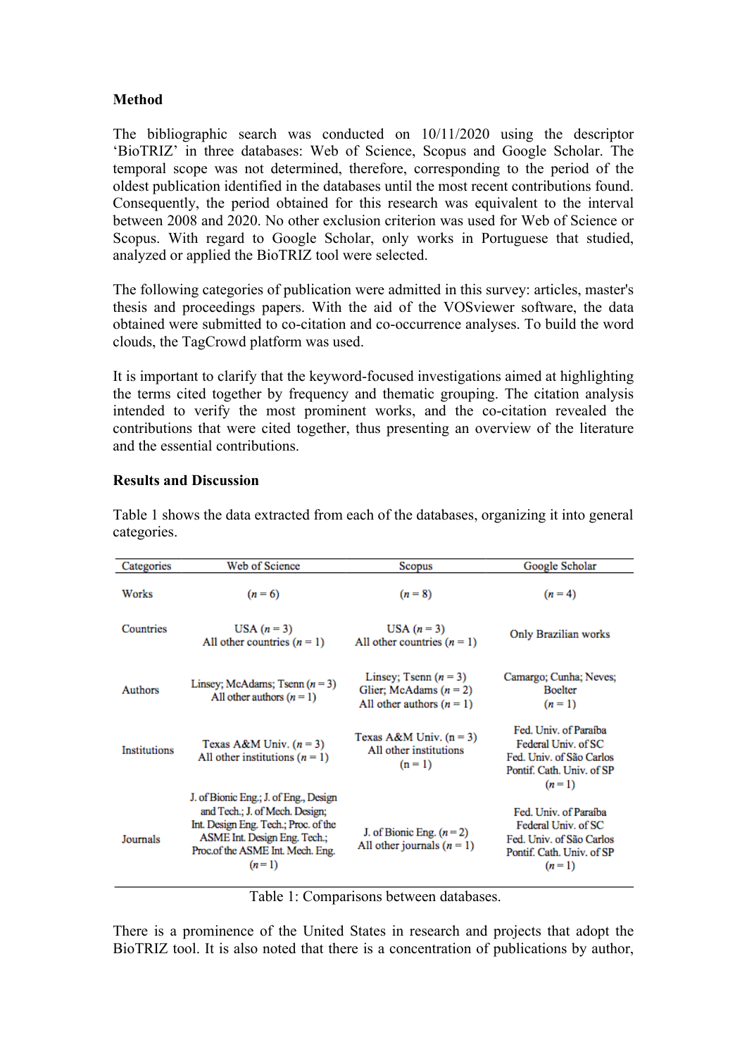**Method**

The bibliographic search was conducted on 10/11/2020 using the descriptor 'BioTRIZ' in three databases: Web of Science, Scopus and Google Scholar. The temporal scope was not determined, therefore, corresponding to the period of the oldest publication identified in the databases until the most recent contributions found. Consequently, the period obtained for this research was equivalent to the interval between 2008 and 2020. No other exclusion criterion was used for Web of Science or Scopus. With regard to Google Scholar, only works in Portuguese that studied, analyzed or applied the BioTRIZ tool were selected.

The following categories of publication were admitted in this survey: articles, master's thesis and proceedings papers. With the aid of the VOSviewer software, the data obtained were submitted to co-citation and co-occurrence analyses. To build the word clouds, the TagCrowd platform was used.

It is important to clarify that the keyword-focused investigations aimed at highlighting the terms cited together by frequency and thematic grouping. The citation analysis intended to verify the most prominent works, and the co-citation revealed the contributions that were cited together, thus presenting an overview of the literature and the essential contributions.

**Results and Discussion**

Table 1 shows the data extracted from each of the databases, organizing it into general categories.

| Categories | Web of Science | Scopus | Google Scholar |
|---|---|---|---|
| Works | (*n* = 6) | (*n* = 8) | (*n* = 4) |
| Countries | USA (*n* = 3)<br>All other countries (*n* = 1) | USA (*n* = 3)<br>All other countries (*n* = 1) | Only Brazilian works |
| Authors | Linsey; McAdams; Tsenn (*n* = 3)<br>All other authors (*n* = 1) | Linsey; Tsenn (*n* = 3)<br>Glier; McAdams (*n* = 2)<br>All other authors (*n* = 1) | Camargo; Cunha; Neves; Boelter<br>(*n* = 1) |
| Institutions | Texas A&M Univ. (*n* = 3)<br>All other institutions (*n* = 1) | Texas A&M Univ. (n = 3)<br>All other institutions<br>(n = 1) | Fed. Univ. of Paraíba<br>Federal Univ. of SC<br>Fed. Univ. of São Carlos<br>Pontif. Cath. Univ. of SP<br>(*n* = 1) |
| Journals | J. of Bionic Eng.; J. of Eng., Design and Tech.; J. of Mech. Design; Int. Design Eng. Tech.; Proc. of the ASME Int. Design Eng. Tech.; Proc.of the ASME Int. Mech. Eng.<br>(*n* = 1) | J. of Bionic Eng. (*n* = 2)<br>All other journals (*n* = 1) | Fed. Univ. of Paraíba<br>Federal Univ. of SC<br>Fed. Univ. of São Carlos<br>Pontif. Cath. Univ. of SP<br>(*n* = 1) |

Table 1: Comparisons between databases.

There is a prominence of the United States in research and projects that adopt the BioTRIZ tool. It is also noted that there is a concentration of publications by author,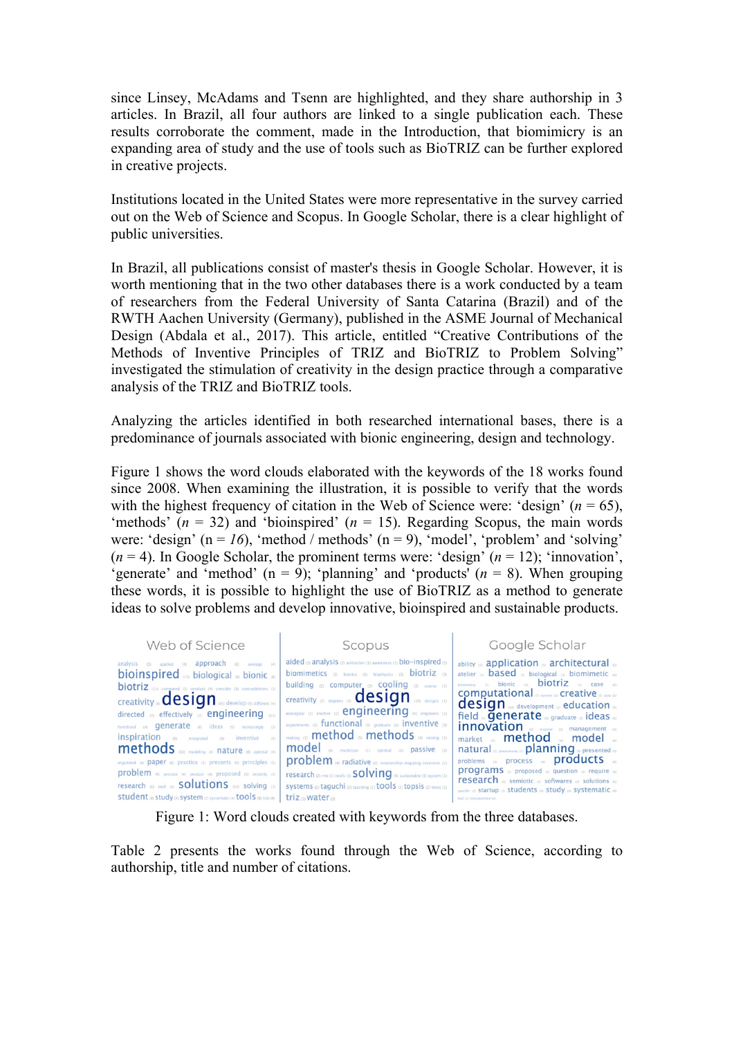since Linsey, McAdams and Tsenn are highlighted, and they share authorship in 3 articles. In Brazil, all four authors are linked to a single publication each. These results corroborate the comment, made in the Introduction, that biomimicry is an expanding area of study and the use of tools such as BioTRIZ can be further explored in creative projects.

Institutions located in the United States were more representative in the survey carried out on the Web of Science and Scopus. In Google Scholar, there is a clear highlight of public universities.

In Brazil, all publications consist of master's thesis in Google Scholar. However, it is worth mentioning that in the two other databases there is a work conducted by a team of researchers from the Federal University of Santa Catarina (Brazil) and of the RWTH Aachen University (Germany), published in the ASME Journal of Mechanical Design (Abdala et al., 2017). This article, entitled "Creative Contributions of the Methods of Inventive Principles of TRIZ and BioTRIZ to Problem Solving" investigated the stimulation of creativity in the design practice through a comparative analysis of the TRIZ and BioTRIZ tools.

Analyzing the articles identified in both researched international bases, there is a predominance of journals associated with bionic engineering, design and technology.

Figure 1 shows the word clouds elaborated with the keywords of the 18 works found since 2008. When examining the illustration, it is possible to verify that the words with the highest frequency of citation in the Web of Science were: 'design' (*n* = 65), 'methods' (*n* = 32) and 'bioinspired' (*n* = 15). Regarding Scopus, the main words were: 'design' (n = *16*), 'method / methods' (n = 9), 'model', 'problem' and 'solving' (*n* = 4). In Google Scholar, the prominent terms were: 'design' (*n* = 12); 'innovation', 'generate' and 'method' (n = 9); 'planning' and 'products' (*n* = 8). When grouping these words, it is possible to highlight the use of BioTRIZ as a method to generate ideas to solve problems and develop innovative, bioinspired and sustainable products.

Figure 1: Word clouds created with keywords from the three databases.

Table 2 presents the works found through the Web of Science, according to authorship, title and number of citations.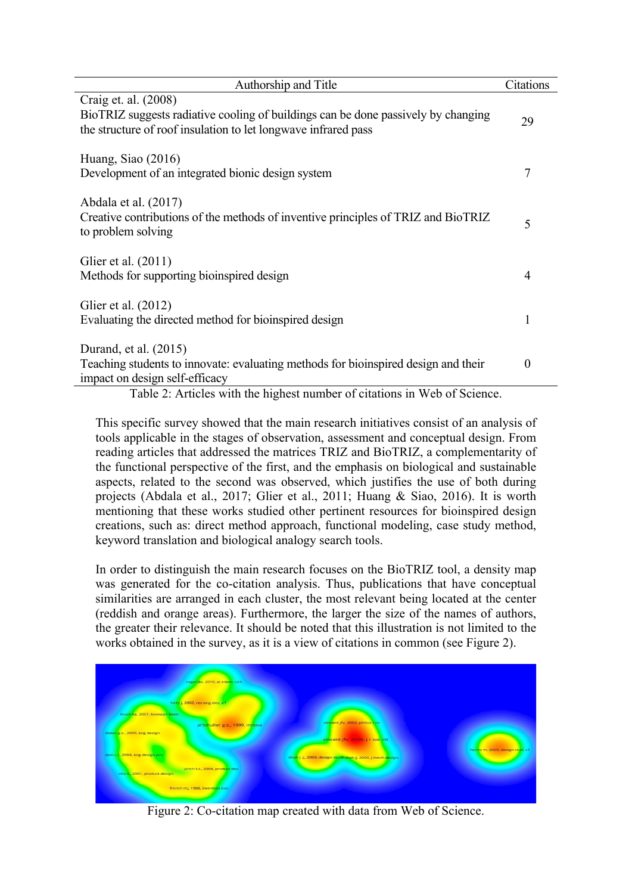| Authorship and Title | Citations |
| --- | --- |
| Craig et. al. (2008)<br>BioTRIZ suggests radiative cooling of buildings can be done passively by changing the structure of roof insulation to let longwave infrared pass | 29 |
| Huang, Siao (2016)<br>Development of an integrated bionic design system | 7 |
| Abdala et al. (2017)<br>Creative contributions of the methods of inventive principles of TRIZ and BioTRIZ to problem solving | 5 |
| Glier et al. (2011)<br>Methods for supporting bioinspired design | 4 |
| Glier et al. (2012)<br>Evaluating the directed method for bioinspired design | 1 |
| Durand, et al. (2015)<br>Teaching students to innovate: evaluating methods for bioinspired design and their impact on design self-efficacy | 0 |

Table 2: Articles with the highest number of citations in Web of Science.

This specific survey showed that the main research initiatives consist of an analysis of tools applicable in the stages of observation, assessment and conceptual design. From reading articles that addressed the matrices TRIZ and BioTRIZ, a complementarity of the functional perspective of the first, and the emphasis on biological and sustainable aspects, related to the second was observed, which justifies the use of both during projects (Abdala et al., 2017; Glier et al., 2011; Huang & Siao, 2016). It is worth mentioning that these works studied other pertinent resources for bioinspired design creations, such as: direct method approach, functional modeling, case study method, keyword translation and biological analogy search tools.

In order to distinguish the main research focuses on the BioTRIZ tool, a density map was generated for the co-citation analysis. Thus, publications that have conceptual similarities are arranged in each cluster, the most relevant being located at the center (reddish and orange areas). Furthermore, the larger the size of the names of authors, the greater their relevance. It should be noted that this illustration is not limited to the works obtained in the survey, as it is a view of citations in common (see Figure 2).

Figure 2: Co-citation map created with data from Web of Science.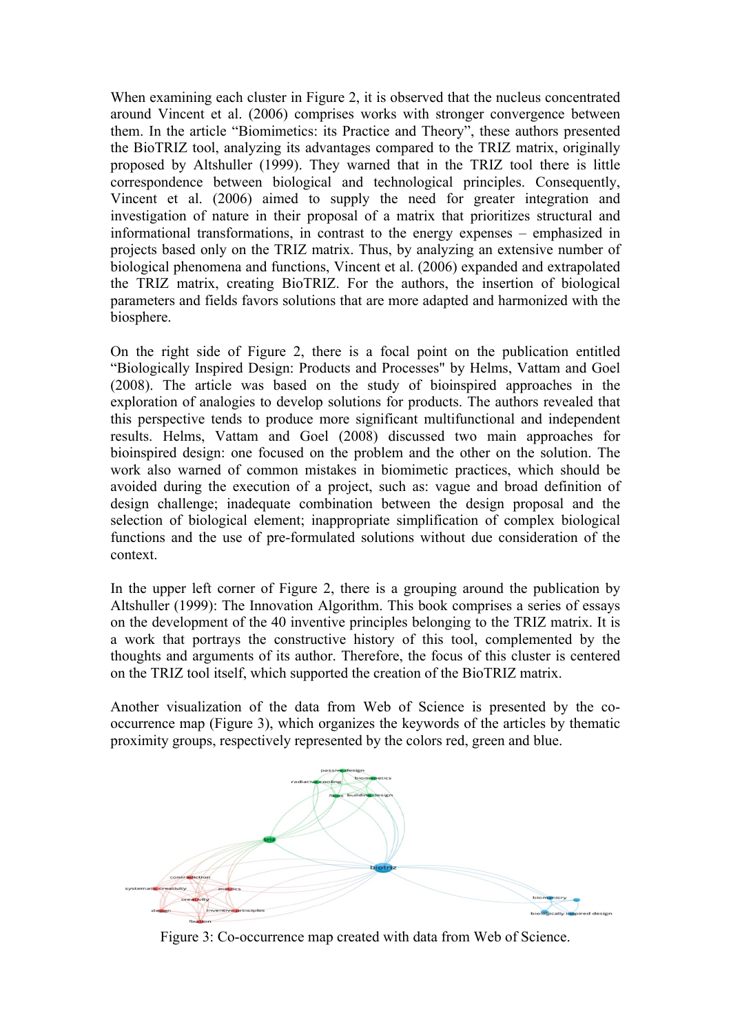When examining each cluster in Figure 2, it is observed that the nucleus concentrated around Vincent et al. (2006) comprises works with stronger convergence between them. In the article "Biomimetics: its Practice and Theory", these authors presented the BioTRIZ tool, analyzing its advantages compared to the TRIZ matrix, originally proposed by Altshuller (1999). They warned that in the TRIZ tool there is little correspondence between biological and technological principles. Consequently, Vincent et al. (2006) aimed to supply the need for greater integration and investigation of nature in their proposal of a matrix that prioritizes structural and informational transformations, in contrast to the energy expenses – emphasized in projects based only on the TRIZ matrix. Thus, by analyzing an extensive number of biological phenomena and functions, Vincent et al. (2006) expanded and extrapolated the TRIZ matrix, creating BioTRIZ. For the authors, the insertion of biological parameters and fields favors solutions that are more adapted and harmonized with the biosphere.

On the right side of Figure 2, there is a focal point on the publication entitled "Biologically Inspired Design: Products and Processes" by Helms, Vattam and Goel (2008). The article was based on the study of bioinspired approaches in the exploration of analogies to develop solutions for products. The authors revealed that this perspective tends to produce more significant multifunctional and independent results. Helms, Vattam and Goel (2008) discussed two main approaches for bioinspired design: one focused on the problem and the other on the solution. The work also warned of common mistakes in biomimetic practices, which should be avoided during the execution of a project, such as: vague and broad definition of design challenge; inadequate combination between the design proposal and the selection of biological element; inappropriate simplification of complex biological functions and the use of pre-formulated solutions without due consideration of the context.

In the upper left corner of Figure 2, there is a grouping around the publication by Altshuller (1999): The Innovation Algorithm. This book comprises a series of essays on the development of the 40 inventive principles belonging to the TRIZ matrix. It is a work that portrays the constructive history of this tool, complemented by the thoughts and arguments of its author. Therefore, the focus of this cluster is centered on the TRIZ tool itself, which supported the creation of the BioTRIZ matrix.

Another visualization of the data from Web of Science is presented by the co-occurrence map (Figure 3), which organizes the keywords of the articles by thematic proximity groups, respectively represented by the colors red, green and blue.

Figure 3: Co-occurrence map created with data from Web of Science.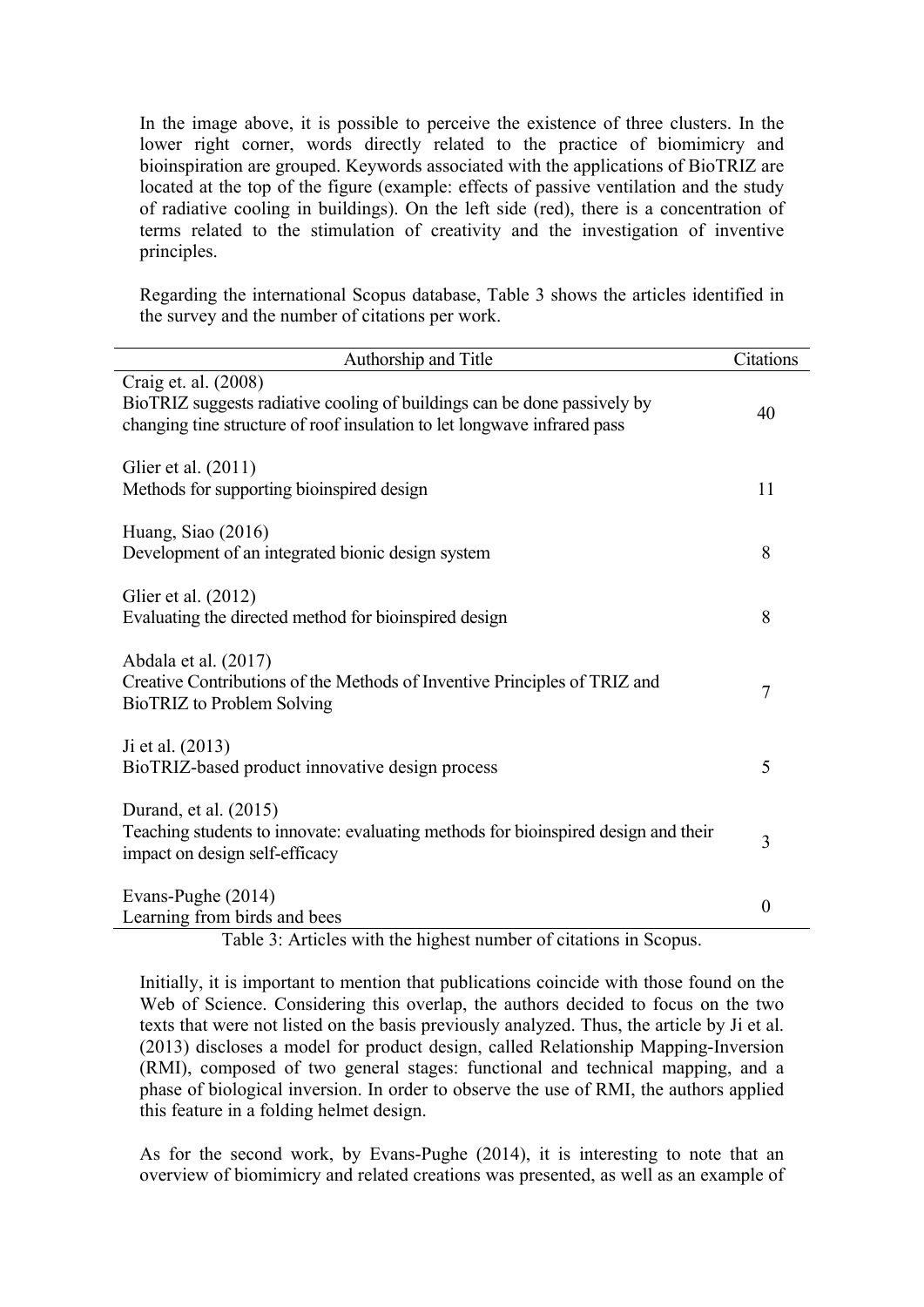In the image above, it is possible to perceive the existence of three clusters. In the lower right corner, words directly related to the practice of biomimicry and bioinspiration are grouped. Keywords associated with the applications of BioTRIZ are located at the top of the figure (example: effects of passive ventilation and the study of radiative cooling in buildings). On the left side (red), there is a concentration of terms related to the stimulation of creativity and the investigation of inventive principles.

Regarding the international Scopus database, Table 3 shows the articles identified in the survey and the number of citations per work.

| Authorship and Title | Citations |
| --- | --- |
| Craig et. al. (2008)<br>BioTRIZ suggests radiative cooling of buildings can be done passively by changing tine structure of roof insulation to let longwave infrared pass | 40 |
| Glier et al. (2011)<br>Methods for supporting bioinspired design | 11 |
| Huang, Siao (2016)<br>Development of an integrated bionic design system | 8 |
| Glier et al. (2012)<br>Evaluating the directed method for bioinspired design | 8 |
| Abdala et al. (2017)<br>Creative Contributions of the Methods of Inventive Principles of TRIZ and BioTRIZ to Problem Solving | 7 |
| Ji et al. (2013)<br>BioTRIZ-based product innovative design process | 5 |
| Durand, et al. (2015)<br>Teaching students to innovate: evaluating methods for bioinspired design and their impact on design self-efficacy | 3 |
| Evans-Pughe (2014)<br>Learning from birds and bees | 0 |

Table 3: Articles with the highest number of citations in Scopus.

Initially, it is important to mention that publications coincide with those found on the Web of Science. Considering this overlap, the authors decided to focus on the two texts that were not listed on the basis previously analyzed. Thus, the article by Ji et al. (2013) discloses a model for product design, called Relationship Mapping-Inversion (RMI), composed of two general stages: functional and technical mapping, and a phase of biological inversion. In order to observe the use of RMI, the authors applied this feature in a folding helmet design.

As for the second work, by Evans-Pughe (2014), it is interesting to note that an overview of biomimicry and related creations was presented, as well as an example of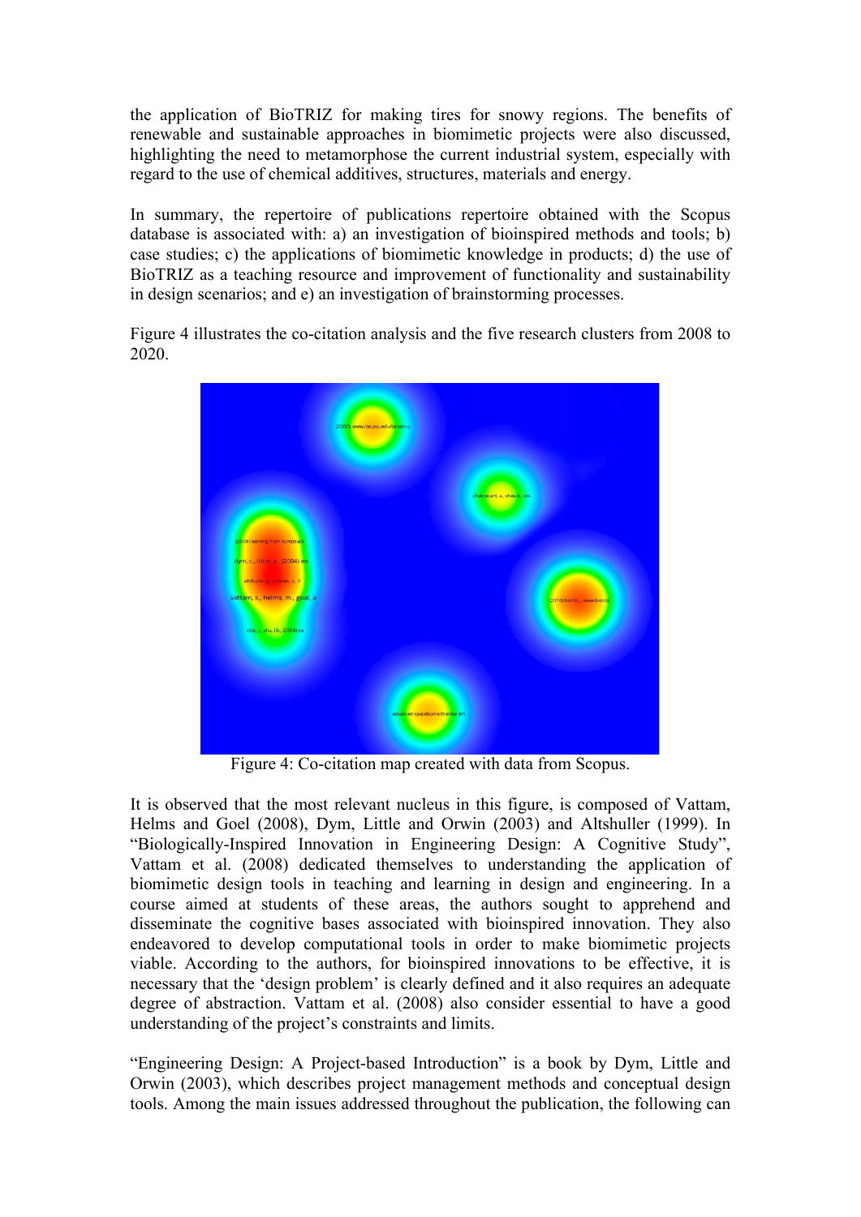the application of BioTRIZ for making tires for snowy regions. The benefits of renewable and sustainable approaches in biomimetic projects were also discussed, highlighting the need to metamorphose the current industrial system, especially with regard to the use of chemical additives, structures, materials and energy.

In summary, the repertoire of publications repertoire obtained with the Scopus database is associated with: a) an investigation of bioinspired methods and tools; b) case studies; c) the applications of biomimetic knowledge in products; d) the use of BioTRIZ as a teaching resource and improvement of functionality and sustainability in design scenarios; and e) an investigation of brainstorming processes.

Figure 4 illustrates the co-citation analysis and the five research clusters from 2008 to 2020.

Figure 4: Co-citation map created with data from Scopus.

It is observed that the most relevant nucleus in this figure, is composed of Vattam, Helms and Goel (2008), Dym, Little and Orwin (2003) and Altshuller (1999). In "Biologically-Inspired Innovation in Engineering Design: A Cognitive Study", Vattam et al. (2008) dedicated themselves to understanding the application of biomimetic design tools in teaching and learning in design and engineering. In a course aimed at students of these areas, the authors sought to apprehend and disseminate the cognitive bases associated with bioinspired innovation. They also endeavored to develop computational tools in order to make biomimetic projects viable. According to the authors, for bioinspired innovations to be effective, it is necessary that the 'design problem' is clearly defined and it also requires an adequate degree of abstraction. Vattam et al. (2008) also consider essential to have a good understanding of the project's constraints and limits.

"Engineering Design: A Project-based Introduction" is a book by Dym, Little and Orwin (2003), which describes project management methods and conceptual design tools. Among the main issues addressed throughout the publication, the following can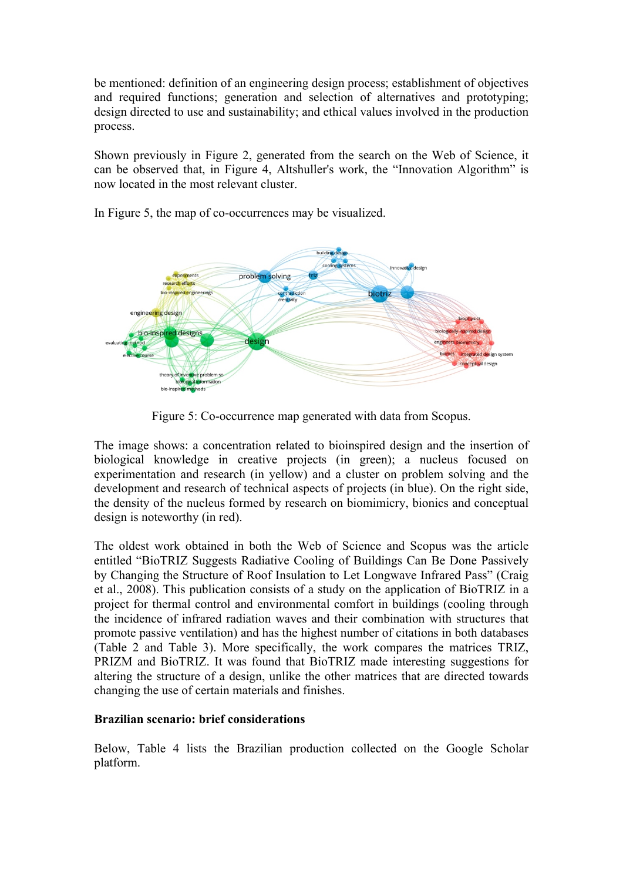be mentioned: definition of an engineering design process; establishment of objectives and required functions; generation and selection of alternatives and prototyping; design directed to use and sustainability; and ethical values involved in the production process.

Shown previously in Figure 2, generated from the search on the Web of Science, it can be observed that, in Figure 4, Altshuller's work, the "Innovation Algorithm" is now located in the most relevant cluster.

In Figure 5, the map of co-occurrences may be visualized.

Figure 5: Co-occurrence map generated with data from Scopus.

The image shows: a concentration related to bioinspired design and the insertion of biological knowledge in creative projects (in green); a nucleus focused on experimentation and research (in yellow) and a cluster on problem solving and the development and research of technical aspects of projects (in blue). On the right side, the density of the nucleus formed by research on biomimicry, bionics and conceptual design is noteworthy (in red).

The oldest work obtained in both the Web of Science and Scopus was the article entitled "BioTRIZ Suggests Radiative Cooling of Buildings Can Be Done Passively by Changing the Structure of Roof Insulation to Let Longwave Infrared Pass" (Craig et al., 2008). This publication consists of a study on the application of BioTRIZ in a project for thermal control and environmental comfort in buildings (cooling through the incidence of infrared radiation waves and their combination with structures that promote passive ventilation) and has the highest number of citations in both databases (Table 2 and Table 3). More specifically, the work compares the matrices TRIZ, PRIZM and BioTRIZ. It was found that BioTRIZ made interesting suggestions for altering the structure of a design, unlike the other matrices that are directed towards changing the use of certain materials and finishes.

**Brazilian scenario: brief considerations**

Below, Table 4 lists the Brazilian production collected on the Google Scholar platform.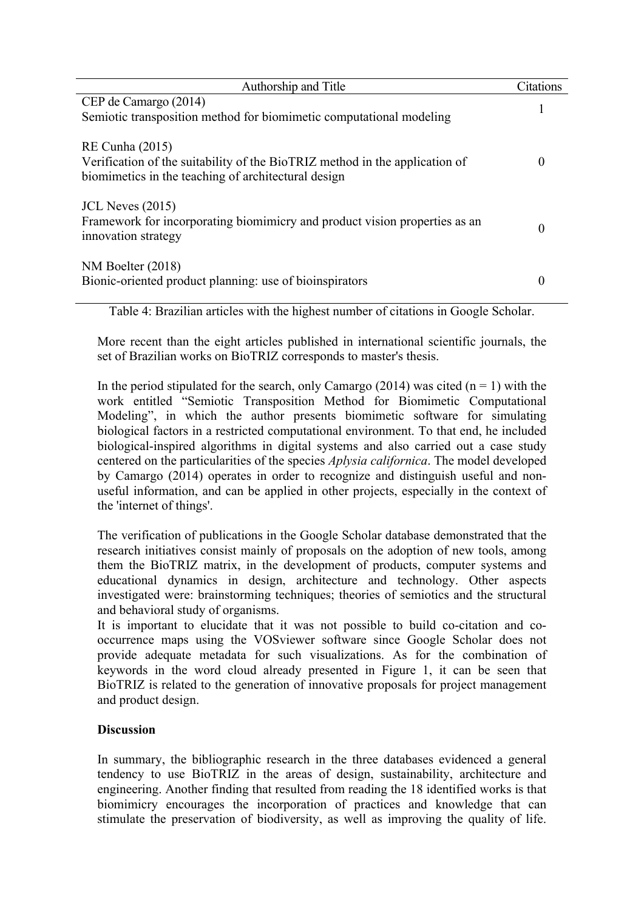| Authorship and Title | Citations |
|---|---|
| CEP de Camargo (2014)<br>Semiotic transposition method for biomimetic computational modeling | 1 |
| RE Cunha (2015)<br>Verification of the suitability of the BioTRIZ method in the application of biomimetics in the teaching of architectural design | 0 |
| JCL Neves (2015)<br>Framework for incorporating biomimicry and product vision properties as an innovation strategy | 0 |
| NM Boelter (2018)<br>Bionic-oriented product planning: use of bioinspirators | 0 |

Table 4: Brazilian articles with the highest number of citations in Google Scholar.

More recent than the eight articles published in international scientific journals, the set of Brazilian works on BioTRIZ corresponds to master's thesis.

In the period stipulated for the search, only Camargo (2014) was cited ($n = 1$) with the work entitled "Semiotic Transposition Method for Biomimetic Computational Modeling", in which the author presents biomimetic software for simulating biological factors in a restricted computational environment. To that end, he included biological-inspired algorithms in digital systems and also carried out a case study centered on the particularities of the species *Aplysia californica*. The model developed by Camargo (2014) operates in order to recognize and distinguish useful and non-useful information, and can be applied in other projects, especially in the context of the 'internet of things'.

The verification of publications in the Google Scholar database demonstrated that the research initiatives consist mainly of proposals on the adoption of new tools, among them the BioTRIZ matrix, in the development of products, computer systems and educational dynamics in design, architecture and technology. Other aspects investigated were: brainstorming techniques; theories of semiotics and the structural and behavioral study of organisms.
It is important to elucidate that it was not possible to build co-citation and co-occurrence maps using the VOSviewer software since Google Scholar does not provide adequate metadata for such visualizations. As for the combination of keywords in the word cloud already presented in Figure 1, it can be seen that BioTRIZ is related to the generation of innovative proposals for project management and product design.

## Discussion

In summary, the bibliographic research in the three databases evidenced a general tendency to use BioTRIZ in the areas of design, sustainability, architecture and engineering. Another finding that resulted from reading the 18 identified works is that biomimicry encourages the incorporation of practices and knowledge that can stimulate the preservation of biodiversity, as well as improving the quality of life.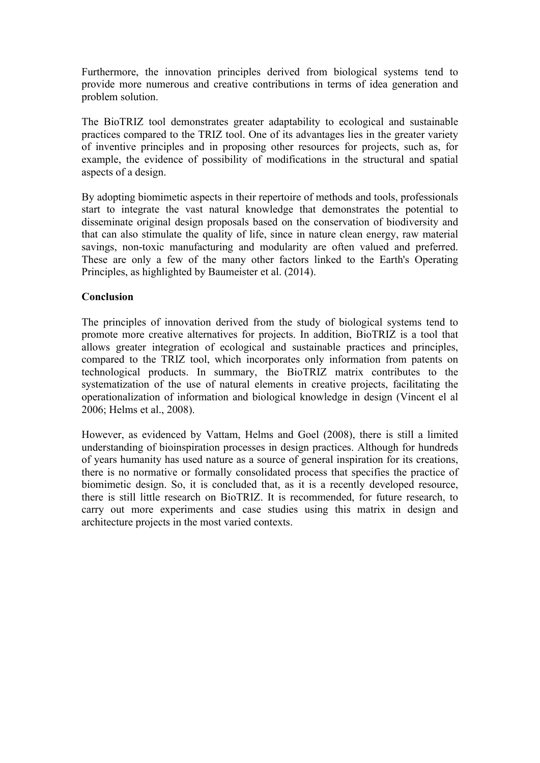Furthermore, the innovation principles derived from biological systems tend to provide more numerous and creative contributions in terms of idea generation and problem solution.

The BioTRIZ tool demonstrates greater adaptability to ecological and sustainable practices compared to the TRIZ tool. One of its advantages lies in the greater variety of inventive principles and in proposing other resources for projects, such as, for example, the evidence of possibility of modifications in the structural and spatial aspects of a design.

By adopting biomimetic aspects in their repertoire of methods and tools, professionals start to integrate the vast natural knowledge that demonstrates the potential to disseminate original design proposals based on the conservation of biodiversity and that can also stimulate the quality of life, since in nature clean energy, raw material savings, non-toxic manufacturing and modularity are often valued and preferred. These are only a few of the many other factors linked to the Earth's Operating Principles, as highlighted by Baumeister et al. (2014).

**Conclusion**

The principles of innovation derived from the study of biological systems tend to promote more creative alternatives for projects. In addition, BioTRIZ is a tool that allows greater integration of ecological and sustainable practices and principles, compared to the TRIZ tool, which incorporates only information from patents on technological products. In summary, the BioTRIZ matrix contributes to the systematization of the use of natural elements in creative projects, facilitating the operationalization of information and biological knowledge in design (Vincent el al 2006; Helms et al., 2008).

However, as evidenced by Vattam, Helms and Goel (2008), there is still a limited understanding of bioinspiration processes in design practices. Although for hundreds of years humanity has used nature as a source of general inspiration for its creations, there is no normative or formally consolidated process that specifies the practice of biomimetic design. So, it is concluded that, as it is a recently developed resource, there is still little research on BioTRIZ. It is recommended, for future research, to carry out more experiments and case studies using this matrix in design and architecture projects in the most varied contexts.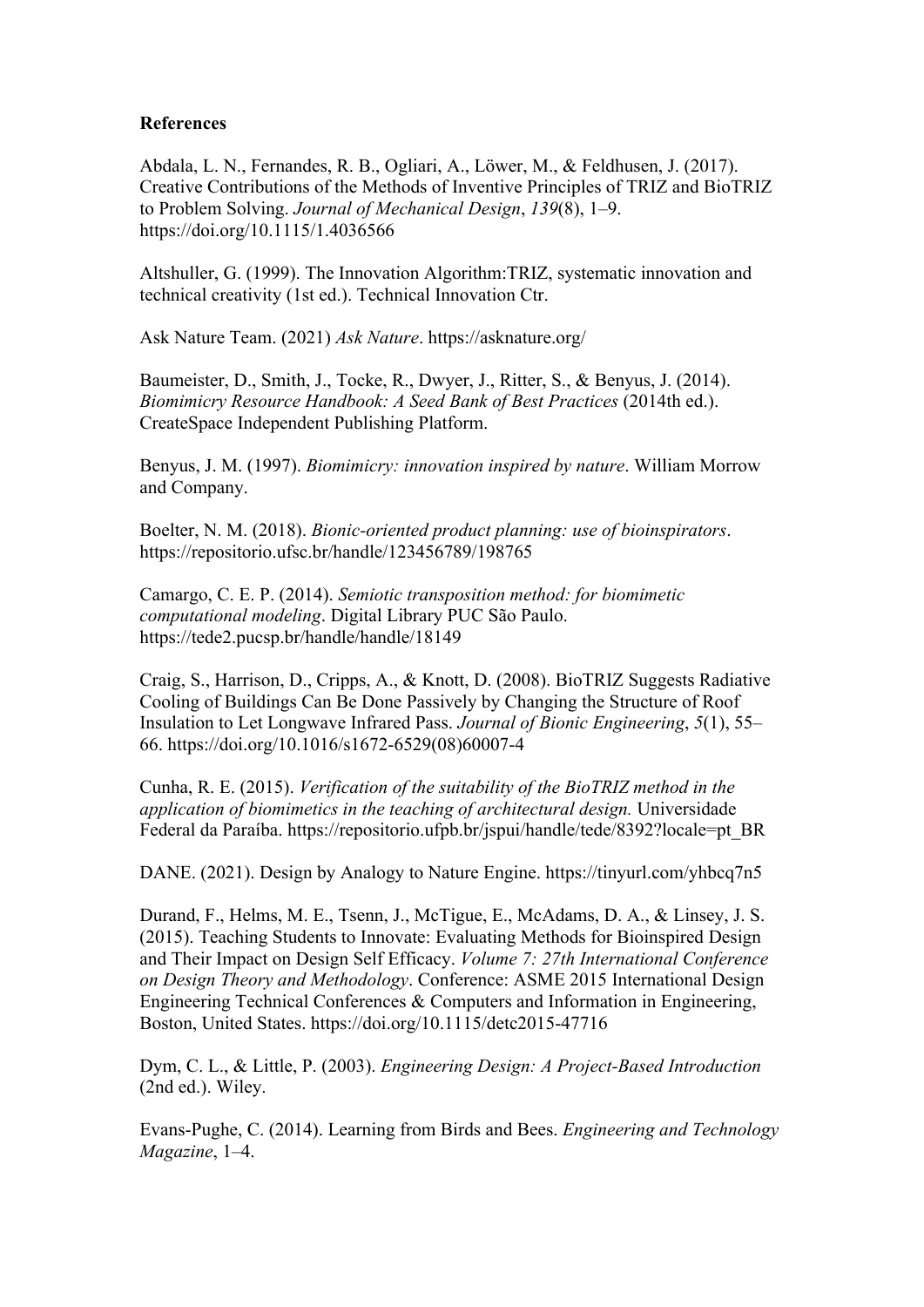## References

Abdala, L. N., Fernandes, R. B., Ogliari, A., Löwer, M., & Feldhusen, J. (2017). Creative Contributions of the Methods of Inventive Principles of TRIZ and BioTRIZ to Problem Solving. *Journal of Mechanical Design*, *139*(8), 1–9. https://doi.org/10.1115/1.4036566

Altshuller, G. (1999). The Innovation Algorithm:TRIZ, systematic innovation and technical creativity (1st ed.). Technical Innovation Ctr.

Ask Nature Team. (2021) *Ask Nature*. https://asknature.org/

Baumeister, D., Smith, J., Tocke, R., Dwyer, J., Ritter, S., & Benyus, J. (2014). *Biomimicry Resource Handbook: A Seed Bank of Best Practices* (2014th ed.). CreateSpace Independent Publishing Platform.

Benyus, J. M. (1997). *Biomimicry: innovation inspired by nature*. William Morrow and Company.

Boelter, N. M. (2018). *Bionic-oriented product planning: use of bioinspirators*. https://repositorio.ufsc.br/handle/123456789/198765

Camargo, C. E. P. (2014). *Semiotic transposition method: for biomimetic computational modeling*. Digital Library PUC São Paulo. https://tede2.pucsp.br/handle/handle/18149

Craig, S., Harrison, D., Cripps, A., & Knott, D. (2008). BioTRIZ Suggests Radiative Cooling of Buildings Can Be Done Passively by Changing the Structure of Roof Insulation to Let Longwave Infrared Pass. *Journal of Bionic Engineering*, *5*(1), 55–66. https://doi.org/10.1016/s1672-6529(08)60007-4

Cunha, R. E. (2015). *Verification of the suitability of the BioTRIZ method in the application of biomimetics in the teaching of architectural design.* Universidade Federal da Paraíba. https://repositorio.ufpb.br/jspui/handle/tede/8392?locale=pt_BR

DANE. (2021). Design by Analogy to Nature Engine. https://tinyurl.com/yhbcq7n5

Durand, F., Helms, M. E., Tsenn, J., McTigue, E., McAdams, D. A., & Linsey, J. S. (2015). Teaching Students to Innovate: Evaluating Methods for Bioinspired Design and Their Impact on Design Self Efficacy. *Volume 7: 27th International Conference on Design Theory and Methodology*. Conference: ASME 2015 International Design Engineering Technical Conferences & Computers and Information in Engineering, Boston, United States. https://doi.org/10.1115/detc2015-47716

Dym, C. L., & Little, P. (2003). *Engineering Design: A Project-Based Introduction* (2nd ed.). Wiley.

Evans-Pughe, C. (2014). Learning from Birds and Bees. *Engineering and Technology Magazine*, 1–4.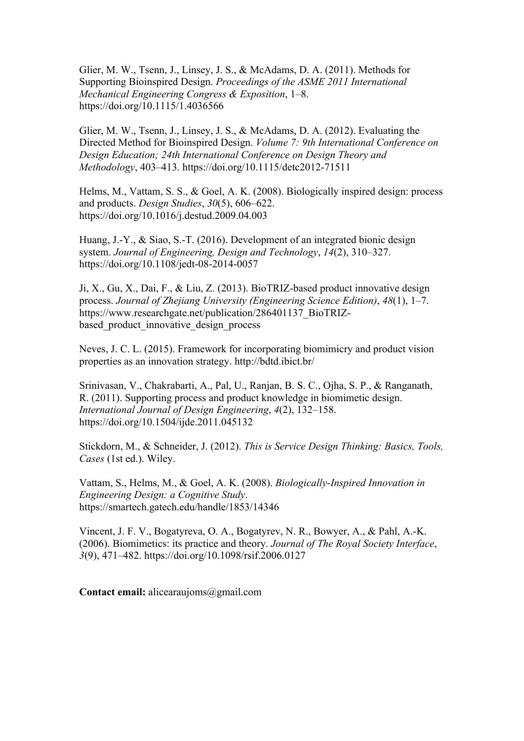Glier, M. W., Tsenn, J., Linsey, J. S., & McAdams, D. A. (2011). Methods for Supporting Bioinspired Design. *Proceedings of the ASME 2011 International Mechanical Engineering Congress & Exposition*, 1–8. https://doi.org/10.1115/1.4036566

Glier, M. W., Tsenn, J., Linsey, J. S., & McAdams, D. A. (2012). Evaluating the Directed Method for Bioinspired Design. *Volume 7: 9th International Conference on Design Education; 24th International Conference on Design Theory and Methodology*, 403–413. https://doi.org/10.1115/detc2012-71511

Helms, M., Vattam, S. S., & Goel, A. K. (2008). Biologically inspired design: process and products. *Design Studies*, *30*(5), 606–622. https://doi.org/10.1016/j.destud.2009.04.003

Huang, J.-Y., & Siao, S.-T. (2016). Development of an integrated bionic design system. *Journal of Engineering, Design and Technology*, *14*(2), 310–327. https://doi.org/10.1108/jedt-08-2014-0057

Ji, X., Gu, X., Dai, F., & Liu, Z. (2013). BioTRIZ-based product innovative design process. *Journal of Zhejiang University (Engineering Science Edition)*, *48*(1), 1–7. https://www.researchgate.net/publication/286401137_BioTRIZ-based_product_innovative_design_process

Neves, J. C. L. (2015). Framework for incorporating biomimicry and product vision properties as an innovation strategy. http://bdtd.ibict.br/

Srinivasan, V., Chakrabarti, A., Pal, U., Ranjan, B. S. C., Ojha, S. P., & Ranganath, R. (2011). Supporting process and product knowledge in biomimetic design. *International Journal of Design Engineering*, *4*(2), 132–158. https://doi.org/10.1504/ijde.2011.045132

Stickdorn, M., & Schneider, J. (2012). *This is Service Design Thinking: Basics, Tools, Cases* (1st ed.). Wiley.

Vattam, S., Helms, M., & Goel, A. K. (2008). *Biologically-Inspired Innovation in Engineering Design: a Cognitive Study*. https://smartech.gatech.edu/handle/1853/14346

Vincent, J. F. V., Bogatyreva, O. A., Bogatyrev, N. R., Bowyer, A., & Pahl, A.-K. (2006). Biomimetics: its practice and theory. *Journal of The Royal Society Interface*, *3*(9), 471–482. https://doi.org/10.1098/rsif.2006.0127

**Contact email:** alicearaujoms@gmail.com